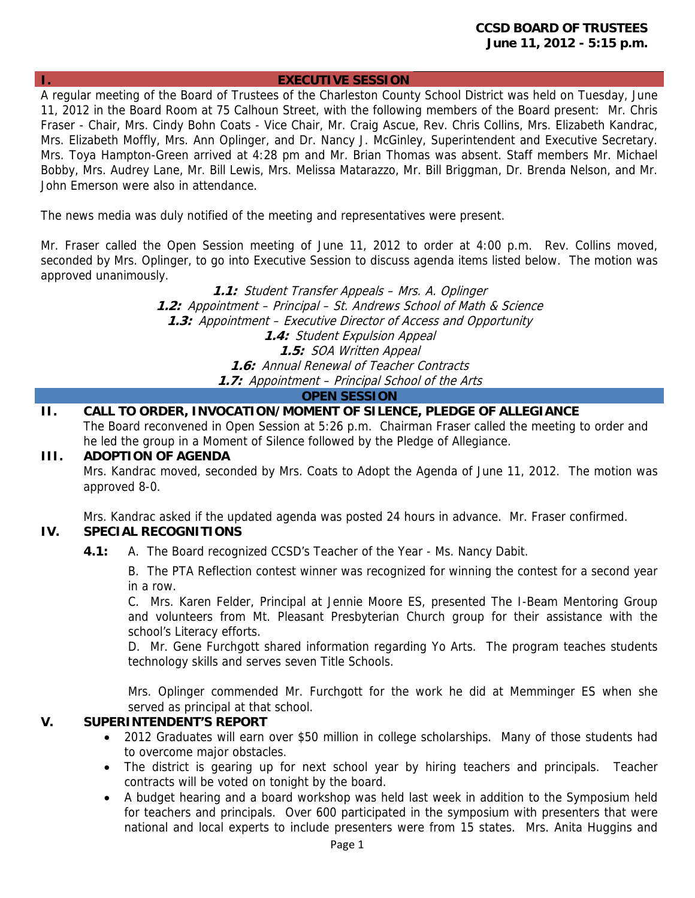**CCSD BOARD OF TRUSTEES**
**June 11, 2012 - 5:15 p.m.**

## I. EXECUTIVE SESSION

A regular meeting of the Board of Trustees of the Charleston County School District was held on Tuesday, June 11, 2012 in the Board Room at 75 Calhoun Street, with the following members of the Board present: Mr. Chris Fraser - Chair, Mrs. Cindy Bohn Coats - Vice Chair, Mr. Craig Ascue, Rev. Chris Collins, Mrs. Elizabeth Kandrac, Mrs. Elizabeth Moffly, Mrs. Ann Oplinger, and Dr. Nancy J. McGinley, Superintendent and Executive Secretary. Mrs. Toya Hampton-Green arrived at 4:28 pm and Mr. Brian Thomas was absent. Staff members Mr. Michael Bobby, Mrs. Audrey Lane, Mr. Bill Lewis, Mrs. Melissa Matarazzo, Mr. Bill Briggman, Dr. Brenda Nelson, and Mr. John Emerson were also in attendance.

The news media was duly notified of the meeting and representatives were present.

Mr. Fraser called the Open Session meeting of June 11, 2012 to order at 4:00 p.m. Rev. Collins moved, seconded by Mrs. Oplinger, to go into Executive Session to discuss agenda items listed below. The motion was approved unanimously.

**1.1:** *Student Transfer Appeals – Mrs. A. Oplinger*
**1.2:** *Appointment – Principal – St. Andrews School of Math & Science*
**1.3:** *Appointment – Executive Director of Access and Opportunity*
**1.4:** *Student Expulsion Appeal*
**1.5:** *SOA Written Appeal*
**1.6:** *Annual Renewal of Teacher Contracts*
**1.7:** *Appointment – Principal School of the Arts*

## OPEN SESSION

### II. CALL TO ORDER, INVOCATION/MOMENT OF SILENCE, PLEDGE OF ALLEGIANCE

The Board reconvened in Open Session at 5:26 p.m. Chairman Fraser called the meeting to order and he led the group in a Moment of Silence followed by the Pledge of Allegiance.

### III. ADOPTION OF AGENDA

Mrs. Kandrac moved, seconded by Mrs. Coats to Adopt the Agenda of June 11, 2012. The motion was approved 8-0.

Mrs. Kandrac asked if the updated agenda was posted 24 hours in advance. Mr. Fraser confirmed.

### IV. SPECIAL RECOGNITIONS

**4.1:** A. The Board recognized CCSD's Teacher of the Year - Ms. Nancy Dabit.

B. The PTA Reflection contest winner was recognized for winning the contest for a second year in a row.

C. Mrs. Karen Felder, Principal at Jennie Moore ES, presented The I-Beam Mentoring Group and volunteers from Mt. Pleasant Presbyterian Church group for their assistance with the school's Literacy efforts.

D. Mr. Gene Furchgott shared information regarding Yo Arts. The program teaches students technology skills and serves seven Title Schools.

Mrs. Oplinger commended Mr. Furchgott for the work he did at Memminger ES when she served as principal at that school.

### V. SUPERINTENDENT'S REPORT

- 2012 Graduates will earn over $50 million in college scholarships. Many of those students had to overcome major obstacles.
- The district is gearing up for next school year by hiring teachers and principals. Teacher contracts will be voted on tonight by the board.
- A budget hearing and a board workshop was held last week in addition to the Symposium held for teachers and principals. Over 600 participated in the symposium with presenters that were national and local experts to include presenters were from 15 states. Mrs. Anita Huggins and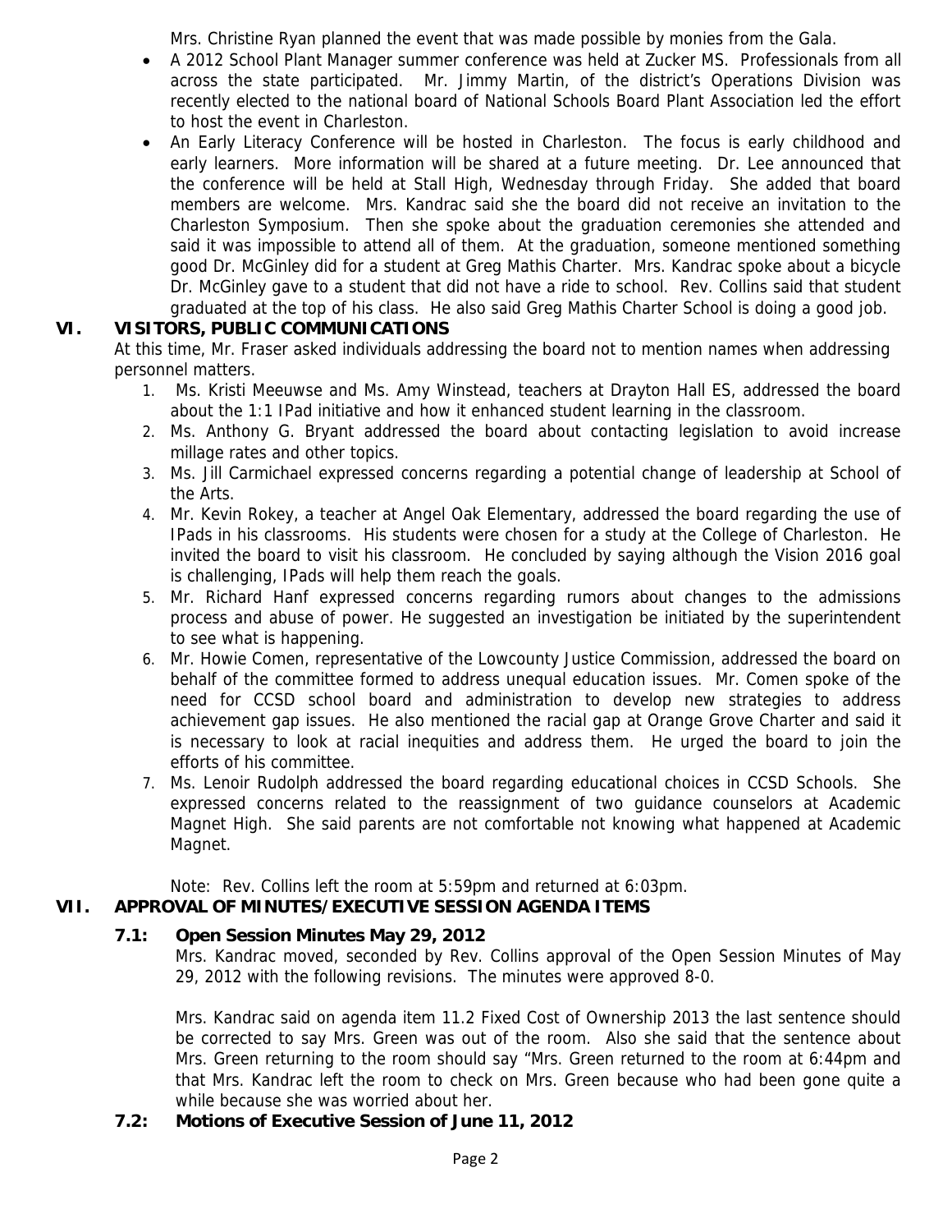Mrs. Christine Ryan planned the event that was made possible by monies from the Gala.

- A 2012 School Plant Manager summer conference was held at Zucker MS. Professionals from all across the state participated. Mr. Jimmy Martin, of the district's Operations Division was recently elected to the national board of National Schools Board Plant Association led the effort to host the event in Charleston.
- An Early Literacy Conference will be hosted in Charleston. The focus is early childhood and early learners. More information will be shared at a future meeting. Dr. Lee announced that the conference will be held at Stall High, Wednesday through Friday. She added that board members are welcome. Mrs. Kandrac said she the board did not receive an invitation to the Charleston Symposium. Then she spoke about the graduation ceremonies she attended and said it was impossible to attend all of them. At the graduation, someone mentioned something good Dr. McGinley did for a student at Greg Mathis Charter. Mrs. Kandrac spoke about a bicycle Dr. McGinley gave to a student that did not have a ride to school. Rev. Collins said that student graduated at the top of his class. He also said Greg Mathis Charter School is doing a good job.

## VI. VISITORS, PUBLIC COMMUNICATIONS

At this time, Mr. Fraser asked individuals addressing the board not to mention names when addressing personnel matters.

1. Ms. Kristi Meeuwse and Ms. Amy Winstead, teachers at Drayton Hall ES, addressed the board about the 1:1 IPad initiative and how it enhanced student learning in the classroom.
2. Ms. Anthony G. Bryant addressed the board about contacting legislation to avoid increase millage rates and other topics.
3. Ms. Jill Carmichael expressed concerns regarding a potential change of leadership at School of the Arts.
4. Mr. Kevin Rokey, a teacher at Angel Oak Elementary, addressed the board regarding the use of IPads in his classrooms. His students were chosen for a study at the College of Charleston. He invited the board to visit his classroom. He concluded by saying although the Vision 2016 goal is challenging, IPads will help them reach the goals.
5. Mr. Richard Hanf expressed concerns regarding rumors about changes to the admissions process and abuse of power. He suggested an investigation be initiated by the superintendent to see what is happening.
6. Mr. Howie Comen, representative of the Lowcounty Justice Commission, addressed the board on behalf of the committee formed to address unequal education issues. Mr. Comen spoke of the need for CCSD school board and administration to develop new strategies to address achievement gap issues. He also mentioned the racial gap at Orange Grove Charter and said it is necessary to look at racial inequities and address them. He urged the board to join the efforts of his committee.
7. Ms. Lenoir Rudolph addressed the board regarding educational choices in CCSD Schools. She expressed concerns related to the reassignment of two guidance counselors at Academic Magnet High. She said parents are not comfortable not knowing what happened at Academic Magnet.

Note: Rev. Collins left the room at 5:59pm and returned at 6:03pm.

## VII. APPROVAL OF MINUTES/EXECUTIVE SESSION AGENDA ITEMS

### 7.1: Open Session Minutes May 29, 2012

Mrs. Kandrac moved, seconded by Rev. Collins approval of the Open Session Minutes of May 29, 2012 with the following revisions. The minutes were approved 8-0.

Mrs. Kandrac said on agenda item 11.2 Fixed Cost of Ownership 2013 the last sentence should be corrected to say Mrs. Green was out of the room. Also she said that the sentence about Mrs. Green returning to the room should say "Mrs. Green returned to the room at 6:44pm and that Mrs. Kandrac left the room to check on Mrs. Green because who had been gone quite a while because she was worried about her.

### 7.2: Motions of Executive Session of June 11, 2012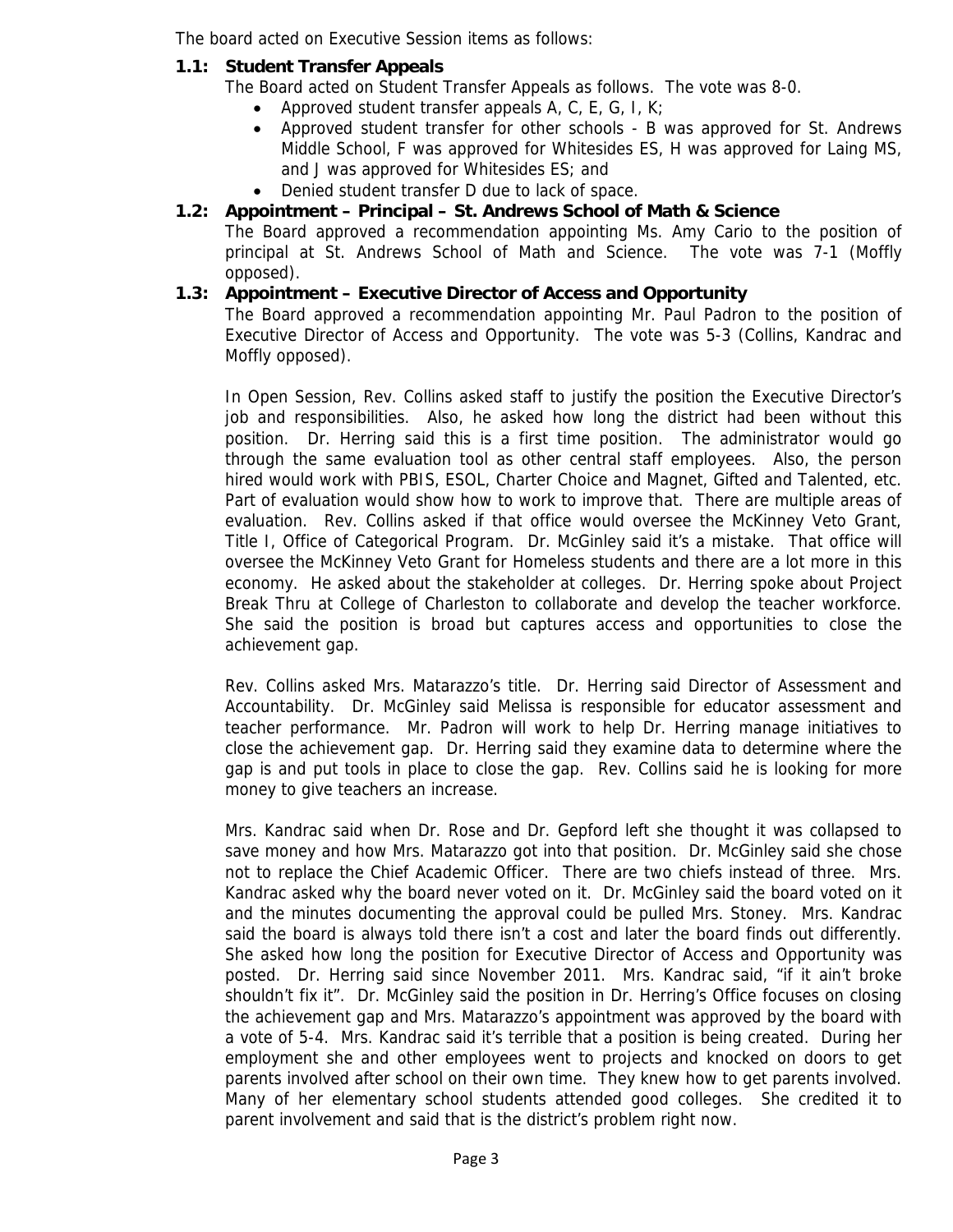The board acted on Executive Session items as follows:

**1.1: Student Transfer Appeals**

The Board acted on Student Transfer Appeals as follows. The vote was 8-0.

- Approved student transfer appeals A, C, E, G, I, K;
- Approved student transfer for other schools - B was approved for St. Andrews Middle School, F was approved for Whitesides ES, H was approved for Laing MS, and J was approved for Whitesides ES; and
- Denied student transfer D due to lack of space.

**1.2: Appointment – Principal – St. Andrews School of Math & Science**

The Board approved a recommendation appointing Ms. Amy Cario to the position of principal at St. Andrews School of Math and Science. The vote was 7-1 (Moffly opposed).

**1.3: Appointment – Executive Director of Access and Opportunity**

The Board approved a recommendation appointing Mr. Paul Padron to the position of Executive Director of Access and Opportunity. The vote was 5-3 (Collins, Kandrac and Moffly opposed).

In Open Session, Rev. Collins asked staff to justify the position the Executive Director's job and responsibilities. Also, he asked how long the district had been without this position. Dr. Herring said this is a first time position. The administrator would go through the same evaluation tool as other central staff employees. Also, the person hired would work with PBIS, ESOL, Charter Choice and Magnet, Gifted and Talented, etc. Part of evaluation would show how to work to improve that. There are multiple areas of evaluation. Rev. Collins asked if that office would oversee the McKinney Veto Grant, Title I, Office of Categorical Program. Dr. McGinley said it's a mistake. That office will oversee the McKinney Veto Grant for Homeless students and there are a lot more in this economy. He asked about the stakeholder at colleges. Dr. Herring spoke about Project Break Thru at College of Charleston to collaborate and develop the teacher workforce. She said the position is broad but captures access and opportunities to close the achievement gap.

Rev. Collins asked Mrs. Matarazzo's title. Dr. Herring said Director of Assessment and Accountability. Dr. McGinley said Melissa is responsible for educator assessment and teacher performance. Mr. Padron will work to help Dr. Herring manage initiatives to close the achievement gap. Dr. Herring said they examine data to determine where the gap is and put tools in place to close the gap. Rev. Collins said he is looking for more money to give teachers an increase.

Mrs. Kandrac said when Dr. Rose and Dr. Gepford left she thought it was collapsed to save money and how Mrs. Matarazzo got into that position. Dr. McGinley said she chose not to replace the Chief Academic Officer. There are two chiefs instead of three. Mrs. Kandrac asked why the board never voted on it. Dr. McGinley said the board voted on it and the minutes documenting the approval could be pulled Mrs. Stoney. Mrs. Kandrac said the board is always told there isn't a cost and later the board finds out differently. She asked how long the position for Executive Director of Access and Opportunity was posted. Dr. Herring said since November 2011. Mrs. Kandrac said, "if it ain't broke shouldn't fix it". Dr. McGinley said the position in Dr. Herring's Office focuses on closing the achievement gap and Mrs. Matarazzo's appointment was approved by the board with a vote of 5-4. Mrs. Kandrac said it's terrible that a position is being created. During her employment she and other employees went to projects and knocked on doors to get parents involved after school on their own time. They knew how to get parents involved. Many of her elementary school students attended good colleges. She credited it to parent involvement and said that is the district's problem right now.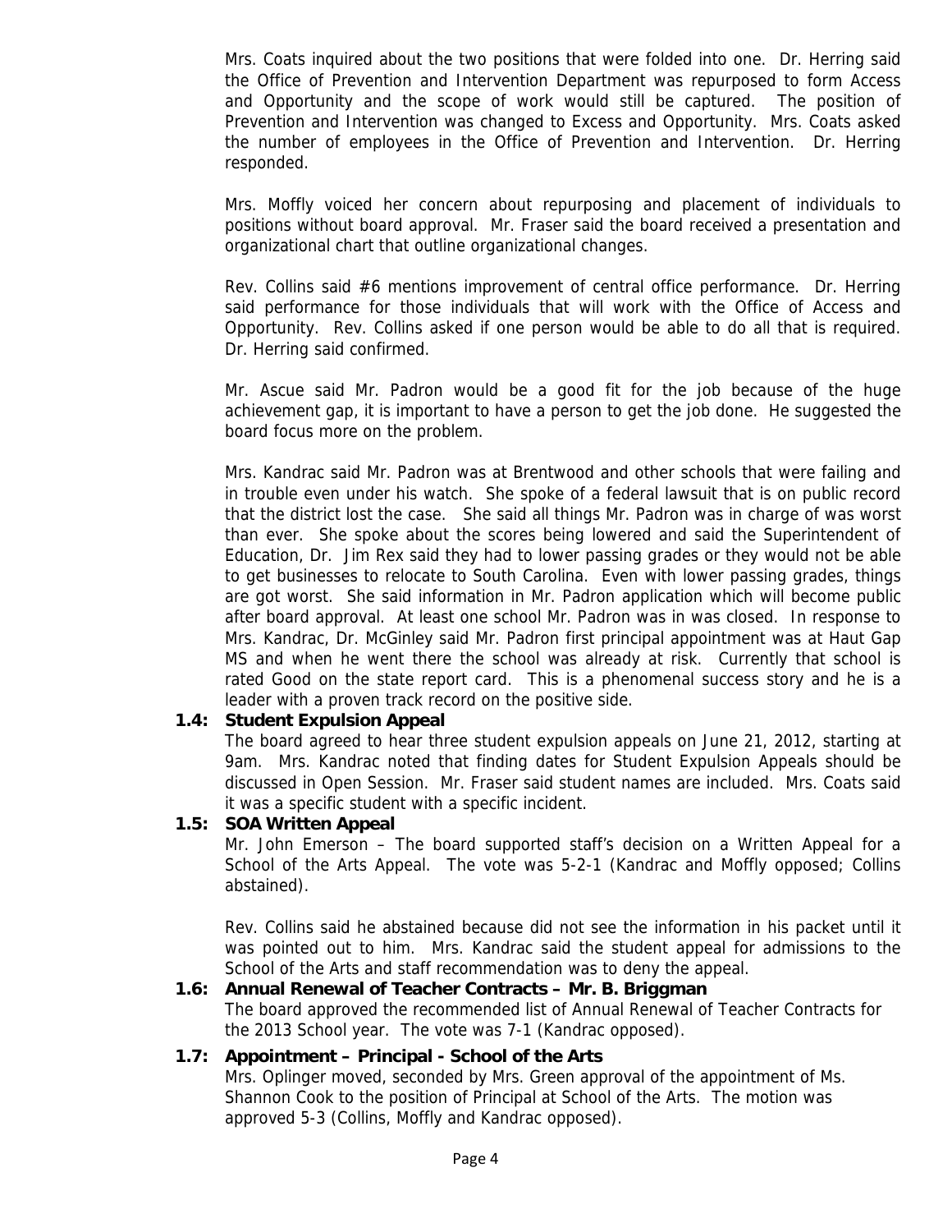Mrs. Coats inquired about the two positions that were folded into one. Dr. Herring said the Office of Prevention and Intervention Department was repurposed to form Access and Opportunity and the scope of work would still be captured. The position of Prevention and Intervention was changed to Excess and Opportunity. Mrs. Coats asked the number of employees in the Office of Prevention and Intervention. Dr. Herring responded.

Mrs. Moffly voiced her concern about repurposing and placement of individuals to positions without board approval. Mr. Fraser said the board received a presentation and organizational chart that outline organizational changes.

Rev. Collins said #6 mentions improvement of central office performance. Dr. Herring said performance for those individuals that will work with the Office of Access and Opportunity. Rev. Collins asked if one person would be able to do all that is required. Dr. Herring said confirmed.

Mr. Ascue said Mr. Padron would be a good fit for the job because of the huge achievement gap, it is important to have a person to get the job done. He suggested the board focus more on the problem.

Mrs. Kandrac said Mr. Padron was at Brentwood and other schools that were failing and in trouble even under his watch. She spoke of a federal lawsuit that is on public record that the district lost the case. She said all things Mr. Padron was in charge of was worst than ever. She spoke about the scores being lowered and said the Superintendent of Education, Dr. Jim Rex said they had to lower passing grades or they would not be able to get businesses to relocate to South Carolina. Even with lower passing grades, things are got worst. She said information in Mr. Padron application which will become public after board approval. At least one school Mr. Padron was in was closed. In response to Mrs. Kandrac, Dr. McGinley said Mr. Padron first principal appointment was at Haut Gap MS and when he went there the school was already at risk. Currently that school is rated Good on the state report card. This is a phenomenal success story and he is a leader with a proven track record on the positive side.

**1.4: Student Expulsion Appeal**

The board agreed to hear three student expulsion appeals on June 21, 2012, starting at 9am. Mrs. Kandrac noted that finding dates for Student Expulsion Appeals should be discussed in Open Session. Mr. Fraser said student names are included. Mrs. Coats said it was a specific student with a specific incident.

**1.5: SOA Written Appeal**

Mr. John Emerson – The board supported staff's decision on a Written Appeal for a School of the Arts Appeal. The vote was 5-2-1 (Kandrac and Moffly opposed; Collins abstained).

Rev. Collins said he abstained because did not see the information in his packet until it was pointed out to him. Mrs. Kandrac said the student appeal for admissions to the School of the Arts and staff recommendation was to deny the appeal.

**1.6: Annual Renewal of Teacher Contracts – Mr. B. Briggman**

The board approved the recommended list of Annual Renewal of Teacher Contracts for the 2013 School year. The vote was 7-1 (Kandrac opposed).

**1.7: Appointment – Principal - School of the Arts**

Mrs. Oplinger moved, seconded by Mrs. Green approval of the appointment of Ms. Shannon Cook to the position of Principal at School of the Arts. The motion was approved 5-3 (Collins, Moffly and Kandrac opposed).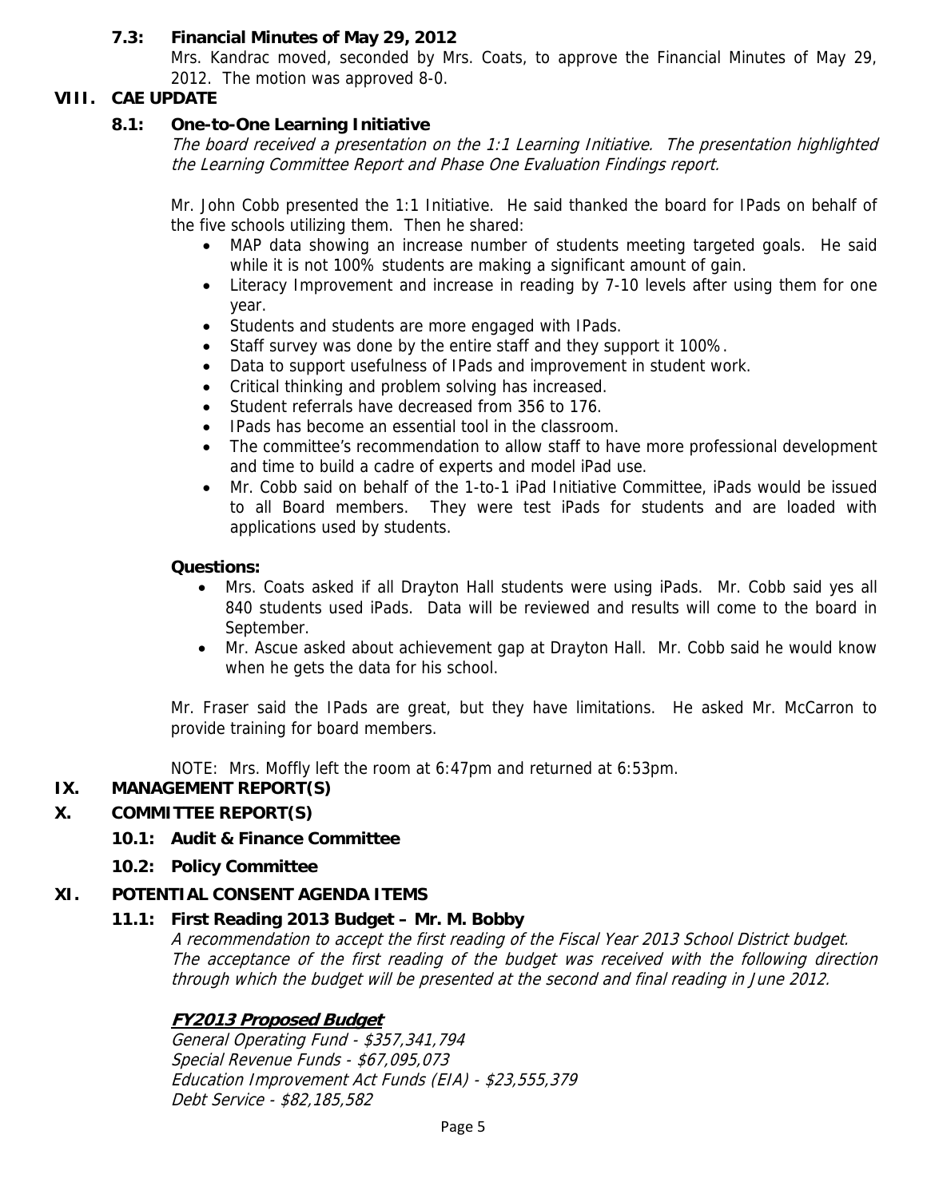### 7.3: Financial Minutes of May 29, 2012

Mrs. Kandrac moved, seconded by Mrs. Coats, to approve the Financial Minutes of May 29, 2012. The motion was approved 8-0.

## VIII. CAE UPDATE

### 8.1: One-to-One Learning Initiative

*The board received a presentation on the 1:1 Learning Initiative. The presentation highlighted the Learning Committee Report and Phase One Evaluation Findings report.*

Mr. John Cobb presented the 1:1 Initiative. He said thanked the board for IPads on behalf of the five schools utilizing them. Then he shared:

- MAP data showing an increase number of students meeting targeted goals. He said while it is not 100% students are making a significant amount of gain.
- Literacy Improvement and increase in reading by 7-10 levels after using them for one year.
- Students and students are more engaged with IPads.
- Staff survey was done by the entire staff and they support it 100%.
- Data to support usefulness of IPads and improvement in student work.
- Critical thinking and problem solving has increased.
- Student referrals have decreased from 356 to 176.
- IPads has become an essential tool in the classroom.
- The committee's recommendation to allow staff to have more professional development and time to build a cadre of experts and model iPad use.
- Mr. Cobb said on behalf of the 1-to-1 iPad Initiative Committee, iPads would be issued to all Board members. They were test iPads for students and are loaded with applications used by students.

**Questions:**

- Mrs. Coats asked if all Drayton Hall students were using iPads. Mr. Cobb said yes all 840 students used iPads. Data will be reviewed and results will come to the board in September.
- Mr. Ascue asked about achievement gap at Drayton Hall. Mr. Cobb said he would know when he gets the data for his school.

Mr. Fraser said the IPads are great, but they have limitations. He asked Mr. McCarron to provide training for board members.

NOTE: Mrs. Moffly left the room at 6:47pm and returned at 6:53pm.

## IX. MANAGEMENT REPORT(S)

## X. COMMITTEE REPORT(S)

### 10.1: Audit & Finance Committee

### 10.2: Policy Committee

## XI. POTENTIAL CONSENT AGENDA ITEMS

### 11.1: First Reading 2013 Budget – Mr. M. Bobby

*A recommendation to accept the first reading of the Fiscal Year 2013 School District budget. The acceptance of the first reading of the budget was received with the following direction through which the budget will be presented at the second and final reading in June 2012.*

***FY2013 Proposed Budget***

*General Operating Fund - $357,341,794*
*Special Revenue Funds - $67,095,073*
*Education Improvement Act Funds (EIA) - $23,555,379*
*Debt Service - $82,185,582*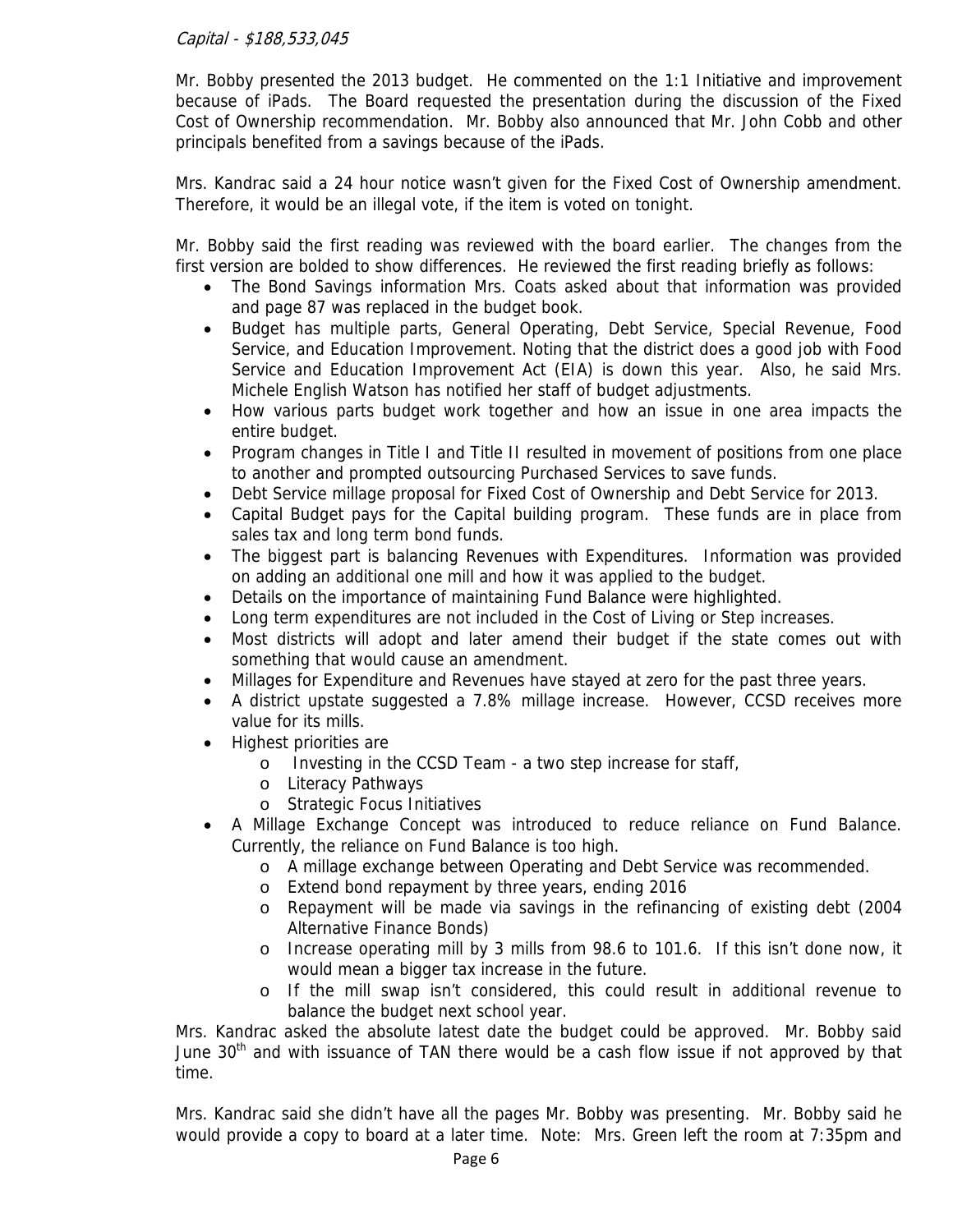*Capital - $188,533,045*

Mr. Bobby presented the 2013 budget. He commented on the 1:1 Initiative and improvement because of iPads. The Board requested the presentation during the discussion of the Fixed Cost of Ownership recommendation. Mr. Bobby also announced that Mr. John Cobb and other principals benefited from a savings because of the iPads.

Mrs. Kandrac said a 24 hour notice wasn't given for the Fixed Cost of Ownership amendment. Therefore, it would be an illegal vote, if the item is voted on tonight.

Mr. Bobby said the first reading was reviewed with the board earlier. The changes from the first version are bolded to show differences. He reviewed the first reading briefly as follows:

- The Bond Savings information Mrs. Coats asked about that information was provided and page 87 was replaced in the budget book.
- Budget has multiple parts, General Operating, Debt Service, Special Revenue, Food Service, and Education Improvement. Noting that the district does a good job with Food Service and Education Improvement Act (EIA) is down this year. Also, he said Mrs. Michele English Watson has notified her staff of budget adjustments.
- How various parts budget work together and how an issue in one area impacts the entire budget.
- Program changes in Title I and Title II resulted in movement of positions from one place to another and prompted outsourcing Purchased Services to save funds.
- Debt Service millage proposal for Fixed Cost of Ownership and Debt Service for 2013.
- Capital Budget pays for the Capital building program. These funds are in place from sales tax and long term bond funds.
- The biggest part is balancing Revenues with Expenditures. Information was provided on adding an additional one mill and how it was applied to the budget.
- Details on the importance of maintaining Fund Balance were highlighted.
- Long term expenditures are not included in the Cost of Living or Step increases.
- Most districts will adopt and later amend their budget if the state comes out with something that would cause an amendment.
- Millages for Expenditure and Revenues have stayed at zero for the past three years.
- A district upstate suggested a 7.8% millage increase. However, CCSD receives more value for its mills.
- Highest priorities are
  - Investing in the CCSD Team - a two step increase for staff,
  - Literacy Pathways
  - Strategic Focus Initiatives
- A Millage Exchange Concept was introduced to reduce reliance on Fund Balance. Currently, the reliance on Fund Balance is too high.
  - A millage exchange between Operating and Debt Service was recommended.
  - Extend bond repayment by three years, ending 2016
  - Repayment will be made via savings in the refinancing of existing debt (2004 Alternative Finance Bonds)
  - Increase operating mill by 3 mills from 98.6 to 101.6. If this isn't done now, it would mean a bigger tax increase in the future.
  - If the mill swap isn't considered, this could result in additional revenue to balance the budget next school year.

Mrs. Kandrac asked the absolute latest date the budget could be approved. Mr. Bobby said June 30th and with issuance of TAN there would be a cash flow issue if not approved by that time.

Mrs. Kandrac said she didn't have all the pages Mr. Bobby was presenting. Mr. Bobby said he would provide a copy to board at a later time. Note: Mrs. Green left the room at 7:35pm and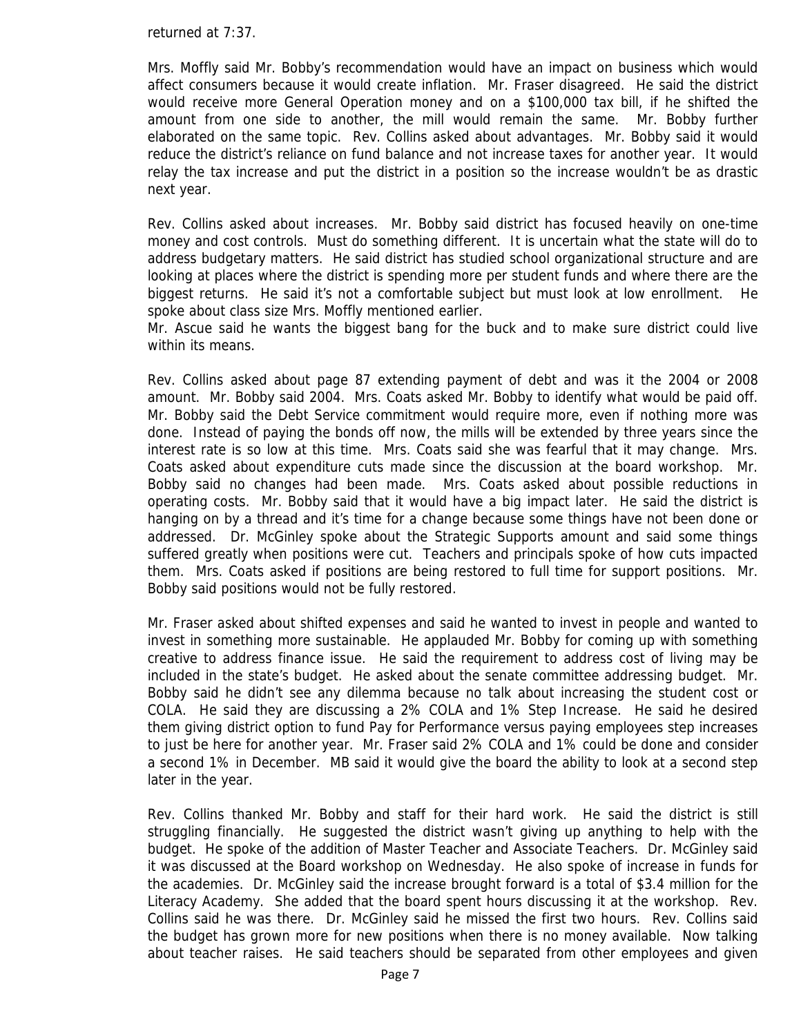returned at 7:37.

Mrs. Moffly said Mr. Bobby's recommendation would have an impact on business which would affect consumers because it would create inflation. Mr. Fraser disagreed. He said the district would receive more General Operation money and on a $100,000 tax bill, if he shifted the amount from one side to another, the mill would remain the same. Mr. Bobby further elaborated on the same topic. Rev. Collins asked about advantages. Mr. Bobby said it would reduce the district's reliance on fund balance and not increase taxes for another year. It would relay the tax increase and put the district in a position so the increase wouldn't be as drastic next year.

Rev. Collins asked about increases. Mr. Bobby said district has focused heavily on one-time money and cost controls. Must do something different. It is uncertain what the state will do to address budgetary matters. He said district has studied school organizational structure and are looking at places where the district is spending more per student funds and where there are the biggest returns. He said it's not a comfortable subject but must look at low enrollment. He spoke about class size Mrs. Moffly mentioned earlier.

Mr. Ascue said he wants the biggest bang for the buck and to make sure district could live within its means.

Rev. Collins asked about page 87 extending payment of debt and was it the 2004 or 2008 amount. Mr. Bobby said 2004. Mrs. Coats asked Mr. Bobby to identify what would be paid off. Mr. Bobby said the Debt Service commitment would require more, even if nothing more was done. Instead of paying the bonds off now, the mills will be extended by three years since the interest rate is so low at this time. Mrs. Coats said she was fearful that it may change. Mrs. Coats asked about expenditure cuts made since the discussion at the board workshop. Mr. Bobby said no changes had been made. Mrs. Coats asked about possible reductions in operating costs. Mr. Bobby said that it would have a big impact later. He said the district is hanging on by a thread and it's time for a change because some things have not been done or addressed. Dr. McGinley spoke about the Strategic Supports amount and said some things suffered greatly when positions were cut. Teachers and principals spoke of how cuts impacted them. Mrs. Coats asked if positions are being restored to full time for support positions. Mr. Bobby said positions would not be fully restored.

Mr. Fraser asked about shifted expenses and said he wanted to invest in people and wanted to invest in something more sustainable. He applauded Mr. Bobby for coming up with something creative to address finance issue. He said the requirement to address cost of living may be included in the state's budget. He asked about the senate committee addressing budget. Mr. Bobby said he didn't see any dilemma because no talk about increasing the student cost or COLA. He said they are discussing a 2% COLA and 1% Step Increase. He said he desired them giving district option to fund Pay for Performance versus paying employees step increases to just be here for another year. Mr. Fraser said 2% COLA and 1% could be done and consider a second 1% in December. MB said it would give the board the ability to look at a second step later in the year.

Rev. Collins thanked Mr. Bobby and staff for their hard work. He said the district is still struggling financially. He suggested the district wasn't giving up anything to help with the budget. He spoke of the addition of Master Teacher and Associate Teachers. Dr. McGinley said it was discussed at the Board workshop on Wednesday. He also spoke of increase in funds for the academies. Dr. McGinley said the increase brought forward is a total of $3.4 million for the Literacy Academy. She added that the board spent hours discussing it at the workshop. Rev. Collins said he was there. Dr. McGinley said he missed the first two hours. Rev. Collins said the budget has grown more for new positions when there is no money available. Now talking about teacher raises. He said teachers should be separated from other employees and given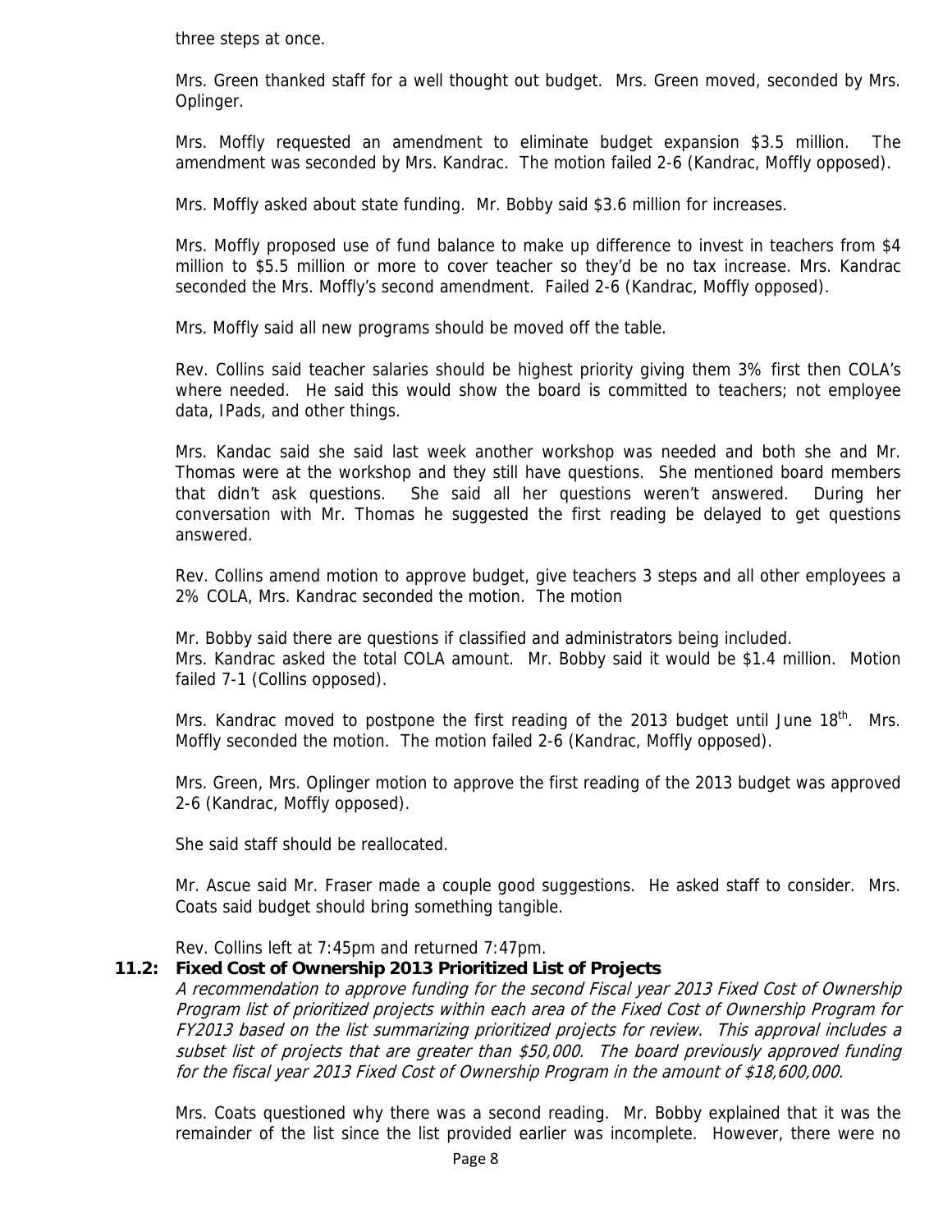three steps at once.

Mrs. Green thanked staff for a well thought out budget. Mrs. Green moved, seconded by Mrs. Oplinger.

Mrs. Moffly requested an amendment to eliminate budget expansion $3.5 million. The amendment was seconded by Mrs. Kandrac. The motion failed 2-6 (Kandrac, Moffly opposed).

Mrs. Moffly asked about state funding. Mr. Bobby said $3.6 million for increases.

Mrs. Moffly proposed use of fund balance to make up difference to invest in teachers from $4 million to $5.5 million or more to cover teacher so they'd be no tax increase. Mrs. Kandrac seconded the Mrs. Moffly's second amendment. Failed 2-6 (Kandrac, Moffly opposed).

Mrs. Moffly said all new programs should be moved off the table.

Rev. Collins said teacher salaries should be highest priority giving them 3% first then COLA's where needed. He said this would show the board is committed to teachers; not employee data, IPads, and other things.

Mrs. Kandac said she said last week another workshop was needed and both she and Mr. Thomas were at the workshop and they still have questions. She mentioned board members that didn't ask questions. She said all her questions weren't answered. During her conversation with Mr. Thomas he suggested the first reading be delayed to get questions answered.

Rev. Collins amend motion to approve budget, give teachers 3 steps and all other employees a 2% COLA, Mrs. Kandrac seconded the motion. The motion

Mr. Bobby said there are questions if classified and administrators being included.
Mrs. Kandrac asked the total COLA amount. Mr. Bobby said it would be $1.4 million. Motion failed 7-1 (Collins opposed).

Mrs. Kandrac moved to postpone the first reading of the 2013 budget until June 18th. Mrs. Moffly seconded the motion. The motion failed 2-6 (Kandrac, Moffly opposed).

Mrs. Green, Mrs. Oplinger motion to approve the first reading of the 2013 budget was approved 2-6 (Kandrac, Moffly opposed).

She said staff should be reallocated.

Mr. Ascue said Mr. Fraser made a couple good suggestions. He asked staff to consider. Mrs. Coats said budget should bring something tangible.

Rev. Collins left at 7:45pm and returned 7:47pm.

**11.2: Fixed Cost of Ownership 2013 Prioritized List of Projects**

*A recommendation to approve funding for the second Fiscal year 2013 Fixed Cost of Ownership Program list of prioritized projects within each area of the Fixed Cost of Ownership Program for FY2013 based on the list summarizing prioritized projects for review. This approval includes a subset list of projects that are greater than $50,000. The board previously approved funding for the fiscal year 2013 Fixed Cost of Ownership Program in the amount of $18,600,000.*

Mrs. Coats questioned why there was a second reading. Mr. Bobby explained that it was the remainder of the list since the list provided earlier was incomplete. However, there were no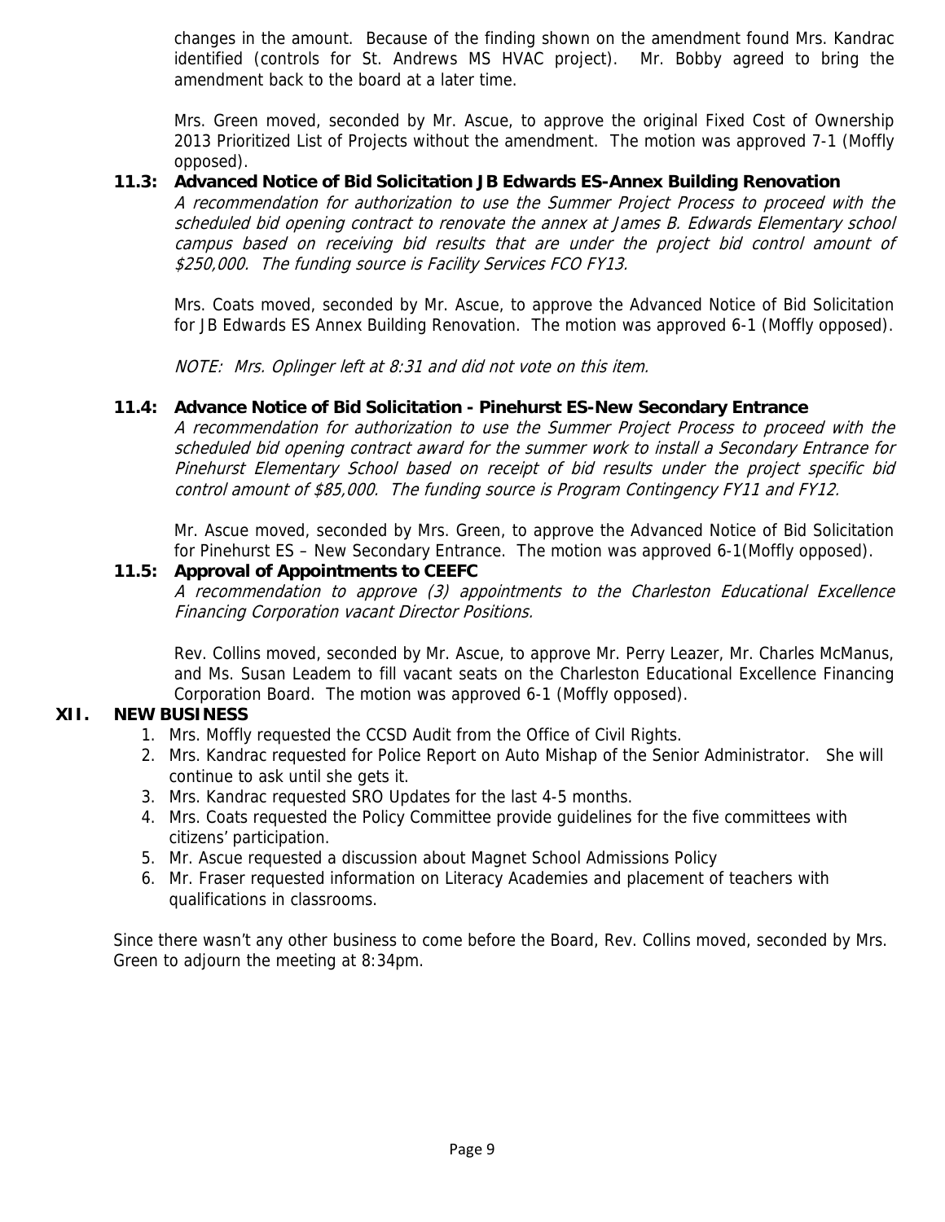changes in the amount. Because of the finding shown on the amendment found Mrs. Kandrac identified (controls for St. Andrews MS HVAC project). Mr. Bobby agreed to bring the amendment back to the board at a later time.

Mrs. Green moved, seconded by Mr. Ascue, to approve the original Fixed Cost of Ownership 2013 Prioritized List of Projects without the amendment. The motion was approved 7-1 (Moffly opposed).

### 11.3: Advanced Notice of Bid Solicitation JB Edwards ES-Annex Building Renovation

*A recommendation for authorization to use the Summer Project Process to proceed with the scheduled bid opening contract to renovate the annex at James B. Edwards Elementary school campus based on receiving bid results that are under the project bid control amount of $250,000. The funding source is Facility Services FCO FY13.*

Mrs. Coats moved, seconded by Mr. Ascue, to approve the Advanced Notice of Bid Solicitation for JB Edwards ES Annex Building Renovation. The motion was approved 6-1 (Moffly opposed).

*NOTE: Mrs. Oplinger left at 8:31 and did not vote on this item.*

### 11.4: Advance Notice of Bid Solicitation - Pinehurst ES-New Secondary Entrance

*A recommendation for authorization to use the Summer Project Process to proceed with the scheduled bid opening contract award for the summer work to install a Secondary Entrance for Pinehurst Elementary School based on receipt of bid results under the project specific bid control amount of $85,000. The funding source is Program Contingency FY11 and FY12.*

Mr. Ascue moved, seconded by Mrs. Green, to approve the Advanced Notice of Bid Solicitation for Pinehurst ES – New Secondary Entrance. The motion was approved 6-1(Moffly opposed).

### 11.5: Approval of Appointments to CEEFC

*A recommendation to approve (3) appointments to the Charleston Educational Excellence Financing Corporation vacant Director Positions.*

Rev. Collins moved, seconded by Mr. Ascue, to approve Mr. Perry Leazer, Mr. Charles McManus, and Ms. Susan Leadem to fill vacant seats on the Charleston Educational Excellence Financing Corporation Board. The motion was approved 6-1 (Moffly opposed).

## XII. NEW BUSINESS

1. Mrs. Moffly requested the CCSD Audit from the Office of Civil Rights.
2. Mrs. Kandrac requested for Police Report on Auto Mishap of the Senior Administrator. She will continue to ask until she gets it.
3. Mrs. Kandrac requested SRO Updates for the last 4-5 months.
4. Mrs. Coats requested the Policy Committee provide guidelines for the five committees with citizens' participation.
5. Mr. Ascue requested a discussion about Magnet School Admissions Policy
6. Mr. Fraser requested information on Literacy Academies and placement of teachers with qualifications in classrooms.

Since there wasn't any other business to come before the Board, Rev. Collins moved, seconded by Mrs. Green to adjourn the meeting at 8:34pm.